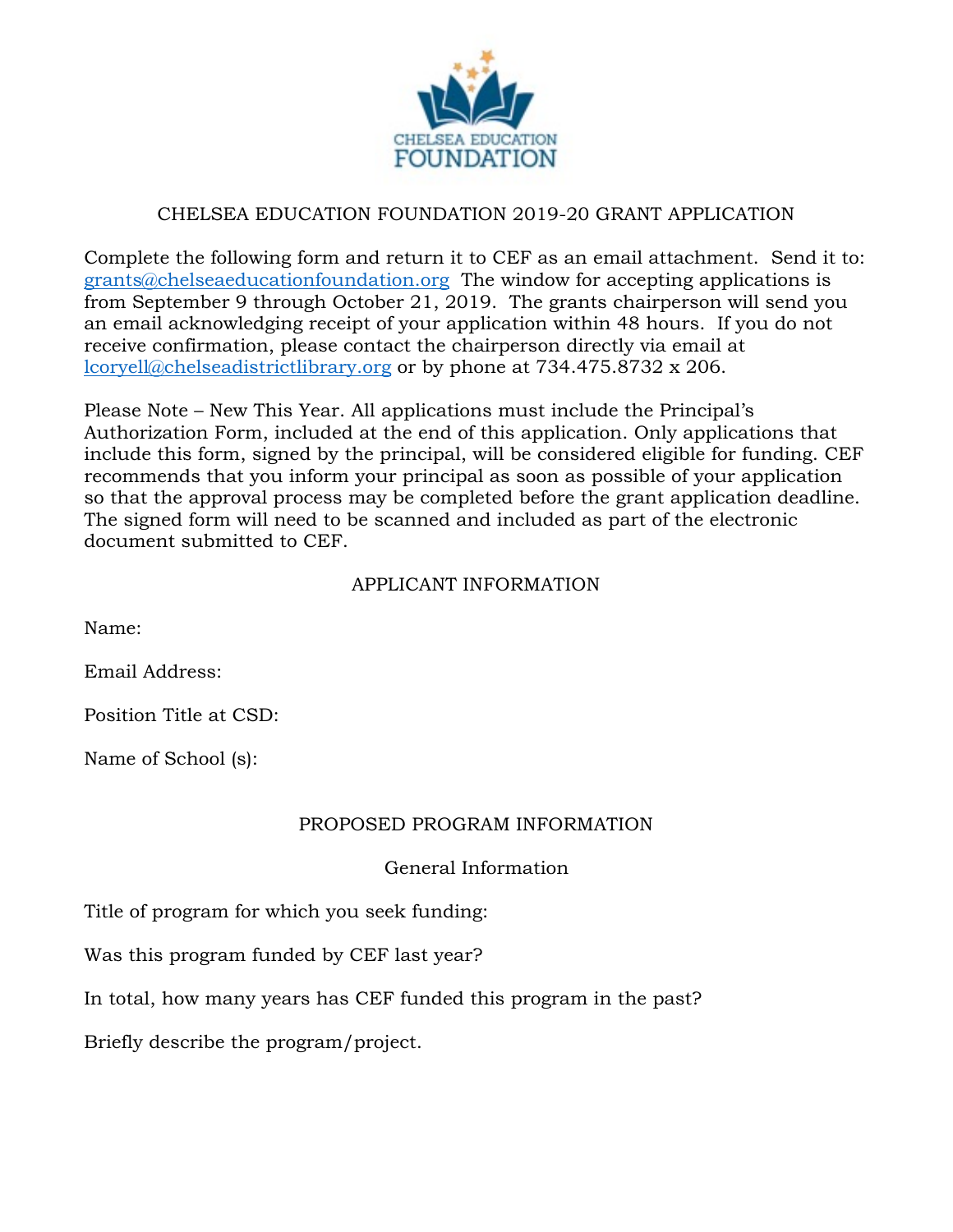# CHELSEA EDUCATION FOUNDATION 2019-20 GRANT APPLICATION

Complete the following form and return it to CEF as an email attachment. Send it to: grants@chelseaeducationfoundation.org The window for accepting applications is from September 9 through October 21, 2019. The grants chairperson will send you an email acknowledging receipt of your application within 48 hours. If you do not receive confirmation, please contact the chairperson directly via email at lcoryell@chelseadistrictlibrary.org or by phone at 734.475.8732 x 206.

Please Note – New This Year. All applications must include the Principal's Authorization Form, included at the end of this application. Only applications that include this form, signed by the principal, will be considered eligible for funding. CEF recommends that you inform your principal as soon as possible of your application so that the approval process may be completed before the grant application deadline. The signed form will need to be scanned and included as part of the electronic document submitted to CEF.

## APPLICANT INFORMATION

Name:

Email Address:

Position Title at CSD:

Name of School (s):

## PROPOSED PROGRAM INFORMATION

### General Information

Title of program for which you seek funding:

Was this program funded by CEF last year?

In total, how many years has CEF funded this program in the past?

Briefly describe the program/project.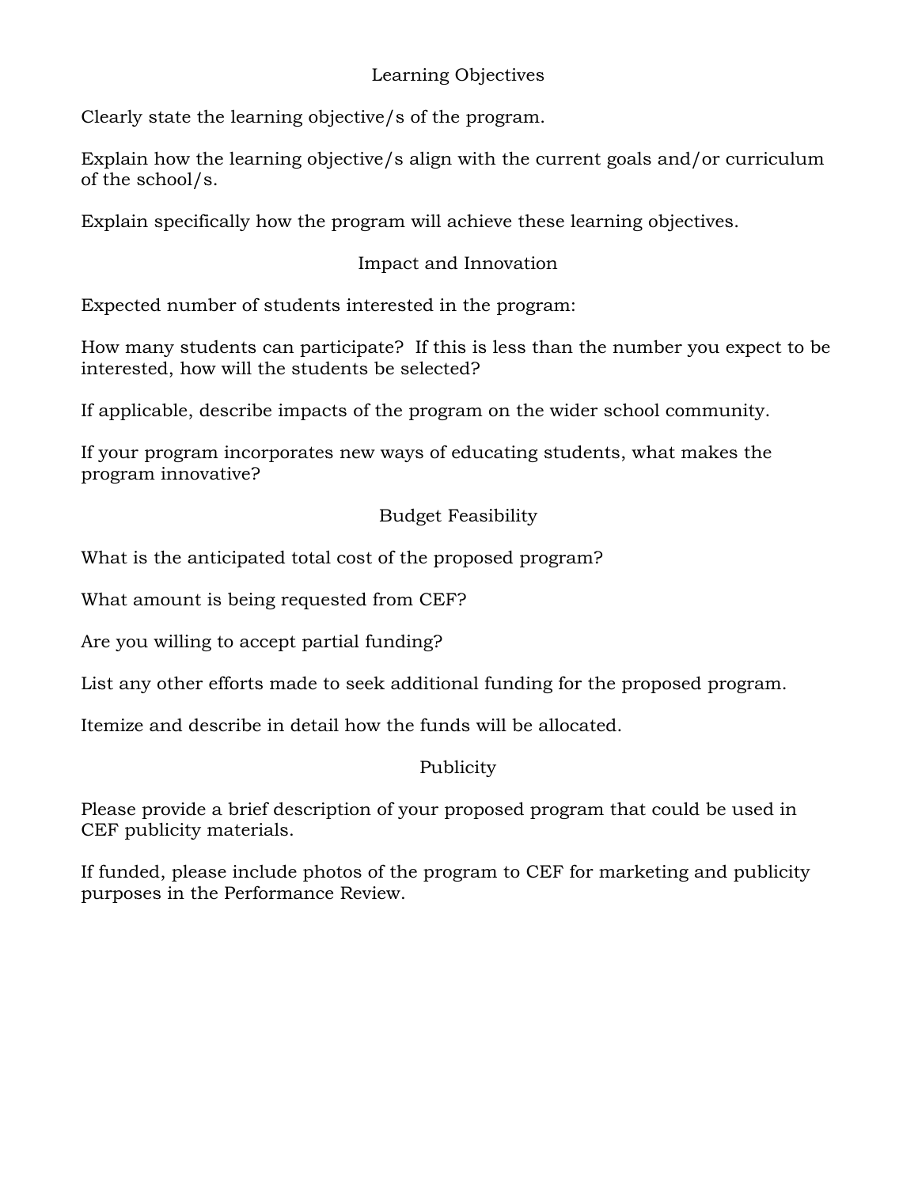## Learning Objectives

Clearly state the learning objective/s of the program.

Explain how the learning objective/s align with the current goals and/or curriculum of the school/s.

Explain specifically how the program will achieve these learning objectives.

## Impact and Innovation

Expected number of students interested in the program:

How many students can participate? If this is less than the number you expect to be interested, how will the students be selected?

If applicable, describe impacts of the program on the wider school community.

If your program incorporates new ways of educating students, what makes the program innovative?

## Budget Feasibility

What is the anticipated total cost of the proposed program?

What amount is being requested from CEF?

Are you willing to accept partial funding?

List any other efforts made to seek additional funding for the proposed program.

Itemize and describe in detail how the funds will be allocated.

## Publicity

Please provide a brief description of your proposed program that could be used in CEF publicity materials.

If funded, please include photos of the program to CEF for marketing and publicity purposes in the Performance Review.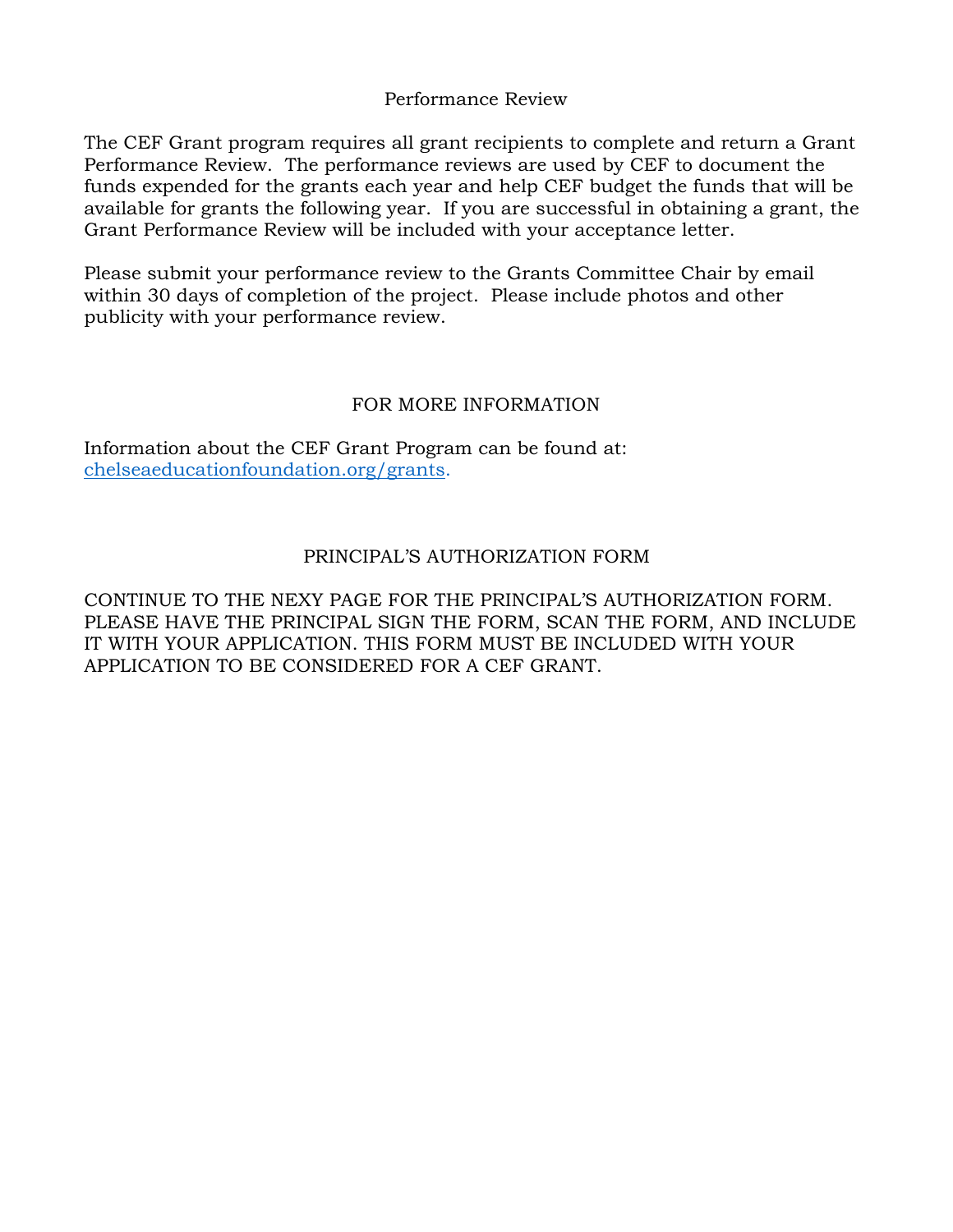## Performance Review

The CEF Grant program requires all grant recipients to complete and return a Grant Performance Review. The performance reviews are used by CEF to document the funds expended for the grants each year and help CEF budget the funds that will be available for grants the following year. If you are successful in obtaining a grant, the Grant Performance Review will be included with your acceptance letter.

Please submit your performance review to the Grants Committee Chair by email within 30 days of completion of the project. Please include photos and other publicity with your performance review.

## FOR MORE INFORMATION

Information about the CEF Grant Program can be found at: [chelseaeducationfoundation.org/grants](chelseaeducationfoundation.org/grants).

## PRINCIPAL'S AUTHORIZATION FORM

CONTINUE TO THE NEXY PAGE FOR THE PRINCIPAL'S AUTHORIZATION FORM. PLEASE HAVE THE PRINCIPAL SIGN THE FORM, SCAN THE FORM, AND INCLUDE IT WITH YOUR APPLICATION. THIS FORM MUST BE INCLUDED WITH YOUR APPLICATION TO BE CONSIDERED FOR A CEF GRANT.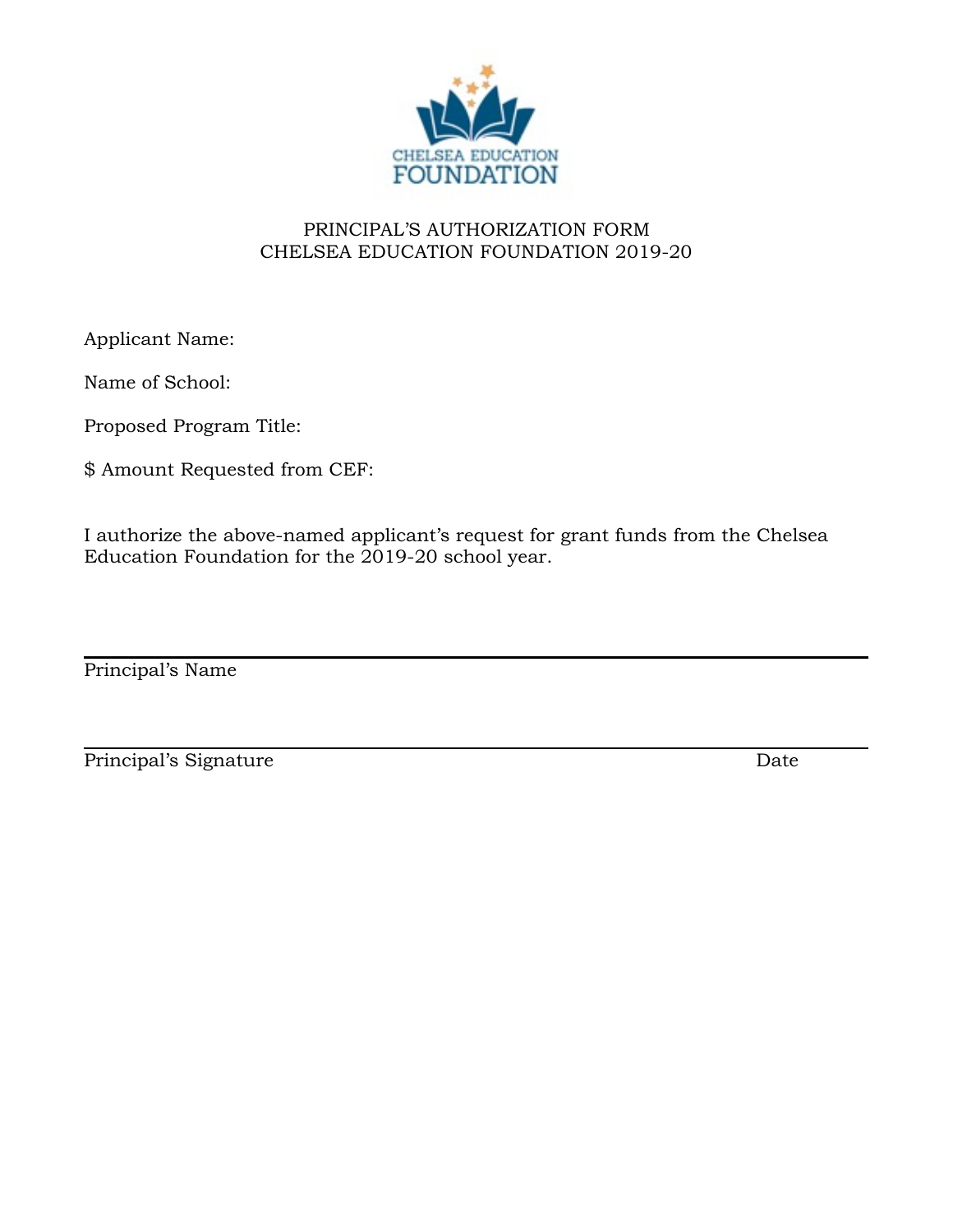# PRINCIPAL'S AUTHORIZATION FORM
## CHELSEA EDUCATION FOUNDATION 2019-20

Applicant Name:

Name of School:

Proposed Program Title:

$ Amount Requested from CEF:

I authorize the above-named applicant's request for grant funds from the Chelsea Education Foundation for the 2019-20 school year.

\_\_\_\_\_\_\_\_\_\_\_\_\_\_\_\_\_\_\_\_\_\_\_\_\_\_\_\_\_\_\_\_\_\_\_\_\_\_\_\_\_\_\_\_\_\_\_\_\_\_\_\_\_\_\_\_\_\_\_\_

Principal's Name

\_\_\_\_\_\_\_\_\_\_\_\_\_\_\_\_\_\_\_\_\_\_\_\_\_\_\_\_\_\_\_\_\_\_\_\_\_\_\_\_\_\_\_\_\_\_\_\_\_\_\_\_\_\_\_\_\_\_\_\_

Principal's Signature Date